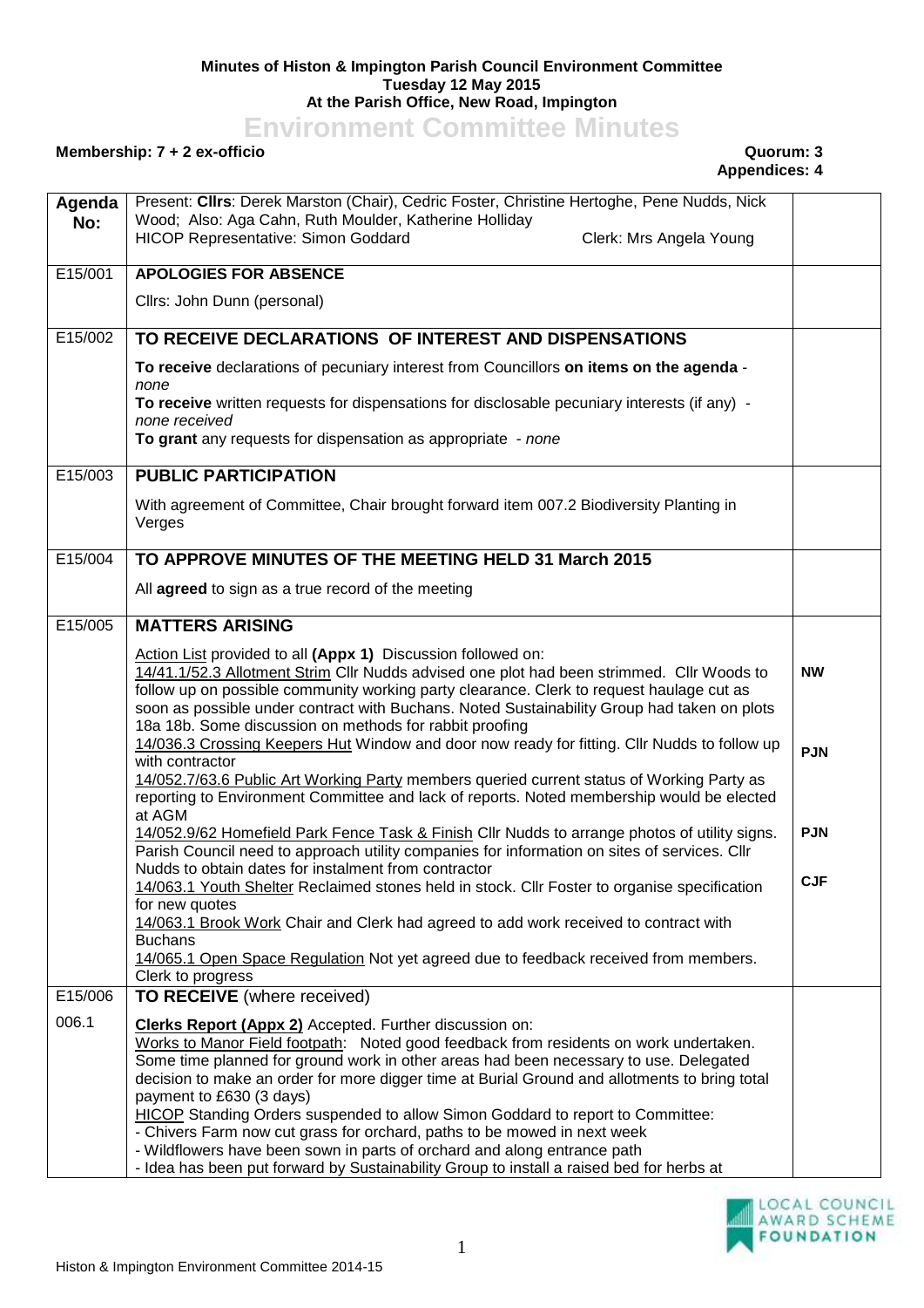**Minutes of Histon & Impington Parish Council Environment Committee**
**Tuesday 12 May 2015**
**At the Parish Office, New Road, Impington**

# Environment Committee Minutes

**Membership: 7 + 2 ex-officio** **Quorum: 3**
**Appendices: 4**

| Agenda No: | Present: **Cllrs**: Derek Marston (Chair), Cedric Foster, Christine Hertoghe, Pene Nudds, Nick Wood; Also: Aga Cahn, Ruth Moulder, Katherine Holliday<br>HICOP Representative: Simon Goddard    Clerk: Mrs Angela Young | |
|---|---|---|
| E15/001 | **APOLOGIES FOR ABSENCE**<br>Cllrs: John Dunn (personal) | |
| E15/002 | **TO RECEIVE DECLARATIONS OF INTEREST AND DISPENSATIONS**<br>**To receive** declarations of pecuniary interest from Councillors **on items on the agenda** - *none*<br>**To receive** written requests for dispensations for disclosable pecuniary interests (if any) - *none received*<br>**To grant** any requests for dispensation as appropriate - *none* | |
| E15/003 | **PUBLIC PARTICIPATION**<br>With agreement of Committee, Chair brought forward item 007.2 Biodiversity Planting in Verges | |
| E15/004 | **TO APPROVE MINUTES OF THE MEETING HELD 31 March 2015**<br>All **agreed** to sign as a true record of the meeting | |
| E15/005 | **MATTERS ARISING**<br>Action List provided to all **(Appx 1)** Discussion followed on:<br>14/41.1/52.3 Allotment Strim Cllr Nudds advised one plot had been strimmed. Cllr Woods to follow up on possible community working party clearance. Clerk to request haulage cut as soon as possible under contract with Buchans. Noted Sustainability Group had taken on plots 18a 18b. Some discussion on methods for rabbit proofing<br>14/036.3 Crossing Keepers Hut Window and door now ready for fitting. Cllr Nudds to follow up with contractor<br>14/052.7/63.6 Public Art Working Party members queried current status of Working Party as reporting to Environment Committee and lack of reports. Noted membership would be elected at AGM<br>14/052.9/62 Homefield Park Fence Task & Finish Cllr Nudds to arrange photos of utility signs. Parish Council need to approach utility companies for information on sites of services. Cllr Nudds to obtain dates for instalment from contractor<br>14/063.1 Youth Shelter Reclaimed stones held in stock. Cllr Foster to organise specification for new quotes<br>14/063.1 Brook Work Chair and Clerk had agreed to add work received to contract with Buchans<br>14/065.1 Open Space Regulation Not yet agreed due to feedback received from members. Clerk to progress | **NW**<br><br>**PJN**<br><br>**PJN**<br><br>**CJF** |
| E15/006 | **TO RECEIVE** (where received) | |
| 006.1 | **Clerks Report (Appx 2)** Accepted. Further discussion on:<br>Works to Manor Field footpath: Noted good feedback from residents on work undertaken. Some time planned for ground work in other areas had been necessary to use. Delegated decision to make an order for more digger time at Burial Ground and allotments to bring total payment to £630 (3 days)<br>HICOP Standing Orders suspended to allow Simon Goddard to report to Committee:<br>- Chivers Farm now cut grass for orchard, paths to be mowed in next week<br>- Wildflowers have been sown in parts of orchard and along entrance path<br>- Idea has been put forward by Sustainability Group to install a raised bed for herbs at | |

Histon & Impington Environment Committee 2014-15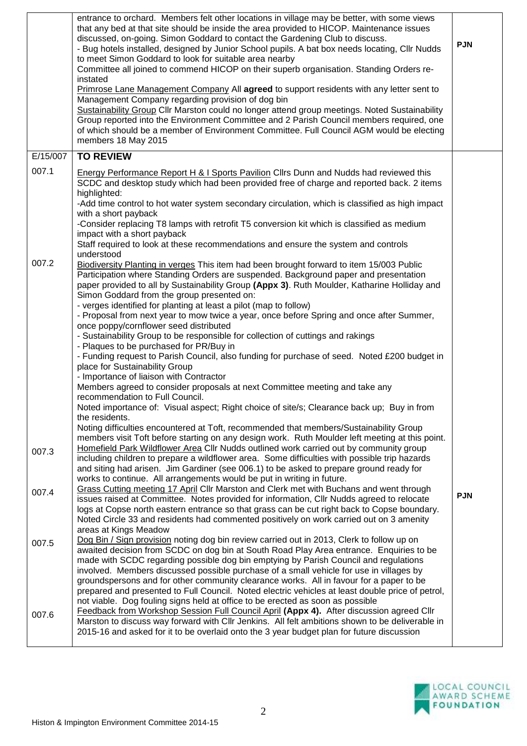| | | |
|---|---|---|
| | entrance to orchard. Members felt other locations in village may be better, with some views that any bed at that site should be inside the area provided to HICOP. Maintenance issues discussed, on-going. Simon Goddard to contact the Gardening Club to discuss.<br>- Bug hotels installed, designed by Junior School pupils. A bat box needs locating, Cllr Nudds to meet Simon Goddard to look for suitable area nearby<br>Committee all joined to commend HICOP on their superb organisation. Standing Orders re-instated<br>Primrose Lane Management Company All **agreed** to support residents with any letter sent to Management Company regarding provision of dog bin<br>Sustainability Group Cllr Marston could no longer attend group meetings. Noted Sustainability Group reported into the Environment Committee and 2 Parish Council members required, one of which should be a member of Environment Committee. Full Council AGM would be electing members 18 May 2015 | **PJN** |
| E/15/007 | **TO REVIEW** | |
| 007.1 | Energy Performance Report H & I Sports Pavilion Cllrs Dunn and Nudds had reviewed this SCDC and desktop study which had been provided free of charge and reported back. 2 items highlighted:<br>-Add time control to hot water system secondary circulation, which is classified as high impact with a short payback<br>-Consider replacing T8 lamps with retrofit T5 conversion kit which is classified as medium impact with a short payback<br>Staff required to look at these recommendations and ensure the system and controls understood | |
| 007.2 | Biodiversity Planting in verges This item had been brought forward to item 15/003 Public Participation where Standing Orders are suspended. Background paper and presentation paper provided to all by Sustainability Group **(Appx 3)**. Ruth Moulder, Katharine Holliday and Simon Goddard from the group presented on:<br>- verges identified for planting at least a pilot (map to follow)<br>- Proposal from next year to mow twice a year, once before Spring and once after Summer, once poppy/cornflower seed distributed<br>- Sustainability Group to be responsible for collection of cuttings and rakings<br>- Plaques to be purchased for PR/Buy in<br>- Funding request to Parish Council, also funding for purchase of seed. Noted £200 budget in place for Sustainability Group<br>- Importance of liaison with Contractor<br>Members agreed to consider proposals at next Committee meeting and take any recommendation to Full Council.<br>Noted importance of: Visual aspect; Right choice of site/s; Clearance back up; Buy in from the residents.<br>Noting difficulties encountered at Toft, recommended that members/Sustainability Group members visit Toft before starting on any design work. Ruth Moulder left meeting at this point. | |
| 007.3 | Homefield Park Wildflower Area Cllr Nudds outlined work carried out by community group including children to prepare a wildflower area. Some difficulties with possible trip hazards and siting had arisen. Jim Gardiner (see 006.1) to be asked to prepare ground ready for works to continue. All arrangements would be put in writing in future. | |
| 007.4 | Grass Cutting meeting 17 April Cllr Marston and Clerk met with Buchans and went through issues raised at Committee. Notes provided for information, Cllr Nudds agreed to relocate logs at Copse north eastern entrance so that grass can be cut right back to Copse boundary. Noted Circle 33 and residents had commented positively on work carried out on 3 amenity areas at Kings Meadow | **PJN** |
| 007.5 | Dog Bin / Sign provision noting dog bin review carried out in 2013, Clerk to follow up on awaited decision from SCDC on dog bin at South Road Play Area entrance. Enquiries to be made with SCDC regarding possible dog bin emptying by Parish Council and regulations involved. Members discussed possible purchase of a small vehicle for use in villages by groundspersons and for other community clearance works. All in favour for a paper to be prepared and presented to Full Council. Noted electric vehicles at least double price of petrol, not viable. Dog fouling signs held at office to be erected as soon as possible | |
| 007.6 | Feedback from Workshop Session Full Council April **(Appx 4).** After discussion agreed Cllr Marston to discuss way forward with Cllr Jenkins. All felt ambitions shown to be deliverable in 2015-16 and asked for it to be overlaid onto the 3 year budget plan for future discussion | |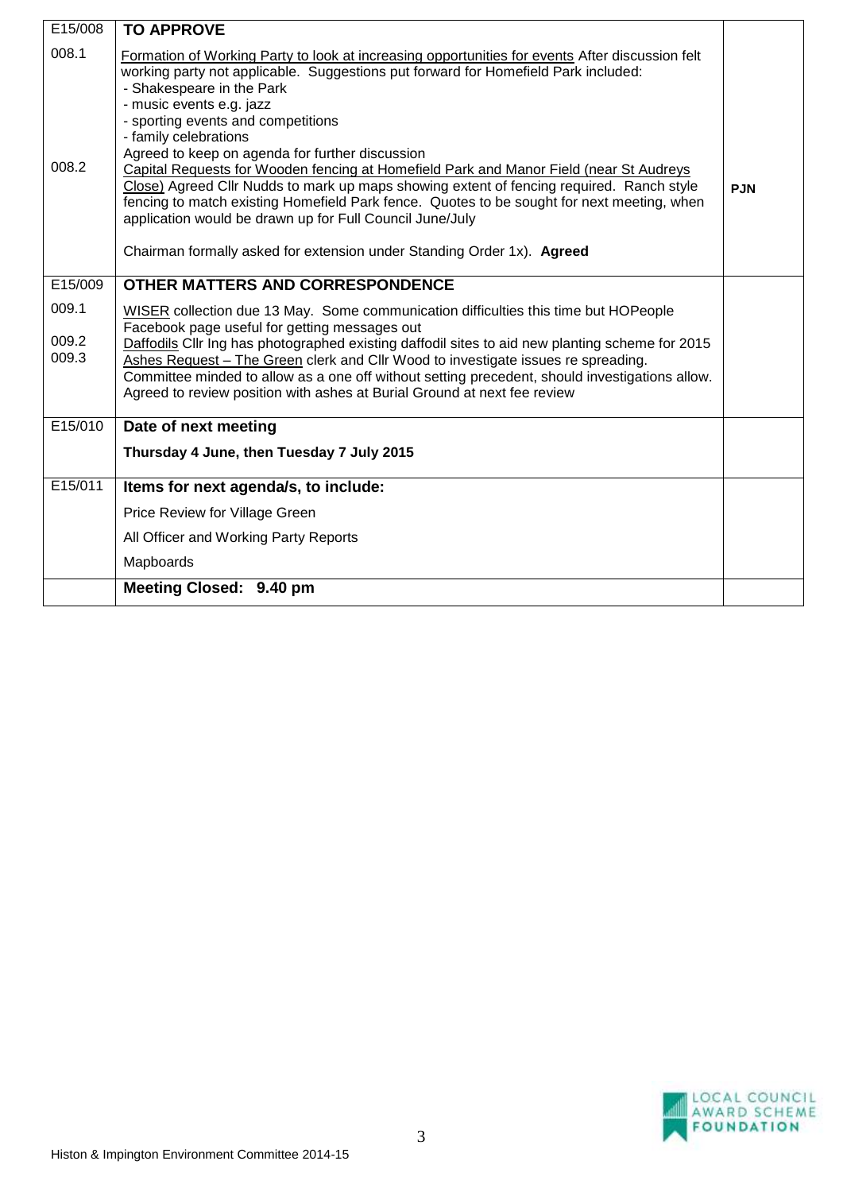| | | |
|---|---|---|
| E15/008 | **TO APPROVE** | |
| 008.1<br><br>008.2 | Formation of Working Party to look at increasing opportunities for events After discussion felt working party not applicable. Suggestions put forward for Homefield Park included:<br>- Shakespeare in the Park<br>- music events e.g. jazz<br>- sporting events and competitions<br>- family celebrations<br>Agreed to keep on agenda for further discussion<br>Capital Requests for Wooden fencing at Homefield Park and Manor Field (near St Audreys Close) Agreed Cllr Nudds to mark up maps showing extent of fencing required. Ranch style fencing to match existing Homefield Park fence. Quotes to be sought for next meeting, when application would be drawn up for Full Council June/July<br><br>Chairman formally asked for extension under Standing Order 1x). **Agreed** | **PJN** |
| E15/009 | **OTHER MATTERS AND CORRESPONDENCE** | |
| 009.1<br><br>009.2<br>009.3 | WISER collection due 13 May. Some communication difficulties this time but HOPeople Facebook page useful for getting messages out<br>Daffodils Cllr Ing has photographed existing daffodil sites to aid new planting scheme for 2015<br>Ashes Request – The Green clerk and Cllr Wood to investigate issues re spreading. Committee minded to allow as a one off without setting precedent, should investigations allow. Agreed to review position with ashes at Burial Ground at next fee review | |
| E15/010 | **Date of next meeting**<br><br>**Thursday 4 June, then Tuesday 7 July 2015** | |
| E15/011 | **Items for next agenda/s, to include:**<br><br>Price Review for Village Green<br><br>All Officer and Working Party Reports<br><br>Mapboards | |
| | **Meeting Closed: 9.40 pm** | |